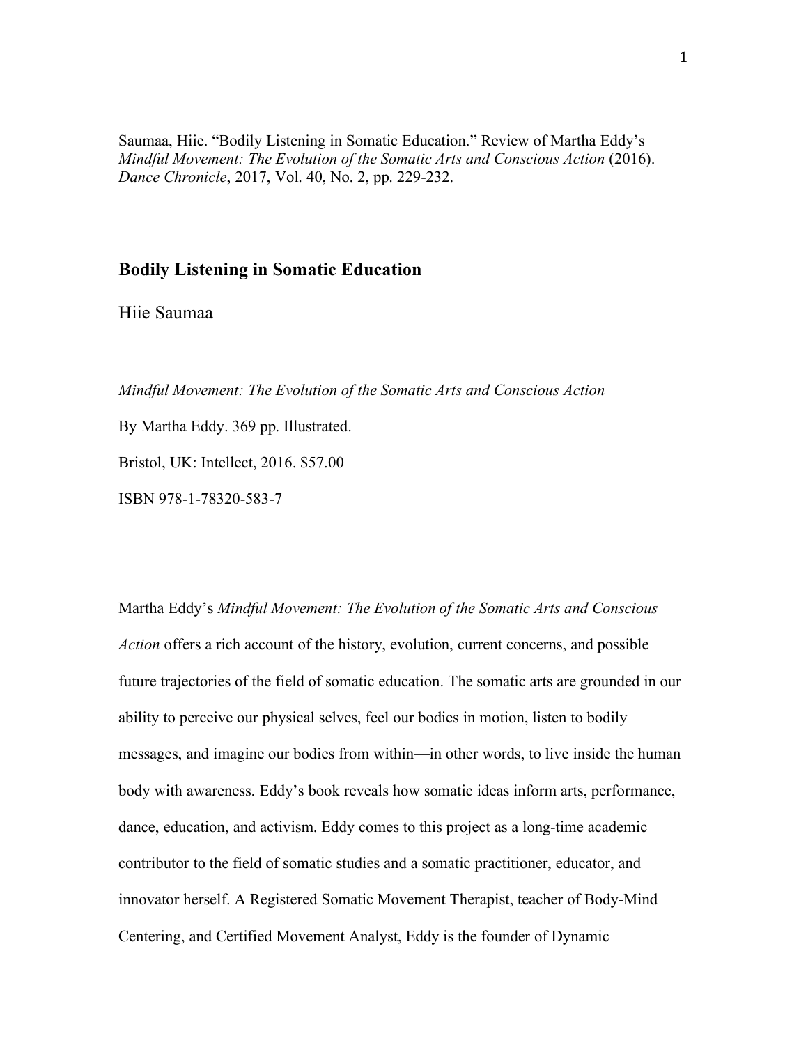Saumaa, Hiie. "Bodily Listening in Somatic Education." Review of Martha Eddy's *Mindful Movement: The Evolution of the Somatic Arts and Conscious Action* (2016). *Dance Chronicle*, 2017, Vol. 40, No. 2, pp. 229-232.

## Bodily Listening in Somatic Education

Hiie Saumaa

*Mindful Movement: The Evolution of the Somatic Arts and Conscious Action*

By Martha Eddy. 369 pp. Illustrated.

Bristol, UK: Intellect, 2016. $57.00

ISBN 978-1-78320-583-7

Martha Eddy's *Mindful Movement: The Evolution of the Somatic Arts and Conscious Action* offers a rich account of the history, evolution, current concerns, and possible future trajectories of the field of somatic education. The somatic arts are grounded in our ability to perceive our physical selves, feel our bodies in motion, listen to bodily messages, and imagine our bodies from within—in other words, to live inside the human body with awareness. Eddy's book reveals how somatic ideas inform arts, performance, dance, education, and activism. Eddy comes to this project as a long-time academic contributor to the field of somatic studies and a somatic practitioner, educator, and innovator herself. A Registered Somatic Movement Therapist, teacher of Body-Mind Centering, and Certified Movement Analyst, Eddy is the founder of Dynamic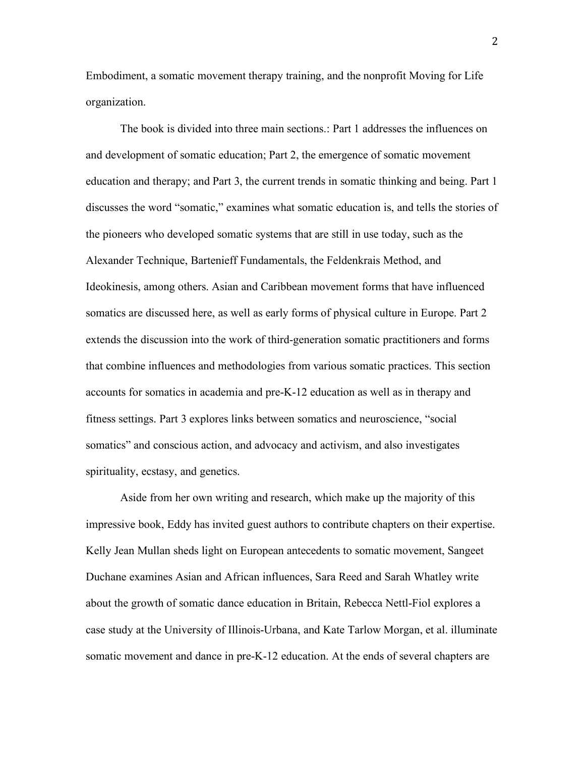Embodiment, a somatic movement therapy training, and the nonprofit Moving for Life organization.

The book is divided into three main sections.: Part 1 addresses the influences on and development of somatic education; Part 2, the emergence of somatic movement education and therapy; and Part 3, the current trends in somatic thinking and being. Part 1 discusses the word "somatic," examines what somatic education is, and tells the stories of the pioneers who developed somatic systems that are still in use today, such as the Alexander Technique, Bartenieff Fundamentals, the Feldenkrais Method, and Ideokinesis, among others. Asian and Caribbean movement forms that have influenced somatics are discussed here, as well as early forms of physical culture in Europe. Part 2 extends the discussion into the work of third-generation somatic practitioners and forms that combine influences and methodologies from various somatic practices. This section accounts for somatics in academia and pre-K-12 education as well as in therapy and fitness settings. Part 3 explores links between somatics and neuroscience, "social somatics" and conscious action, and advocacy and activism, and also investigates spirituality, ecstasy, and genetics.

Aside from her own writing and research, which make up the majority of this impressive book, Eddy has invited guest authors to contribute chapters on their expertise. Kelly Jean Mullan sheds light on European antecedents to somatic movement, Sangeet Duchane examines Asian and African influences, Sara Reed and Sarah Whatley write about the growth of somatic dance education in Britain, Rebecca Nettl-Fiol explores a case study at the University of Illinois-Urbana, and Kate Tarlow Morgan, et al. illuminate somatic movement and dance in pre-K-12 education. At the ends of several chapters are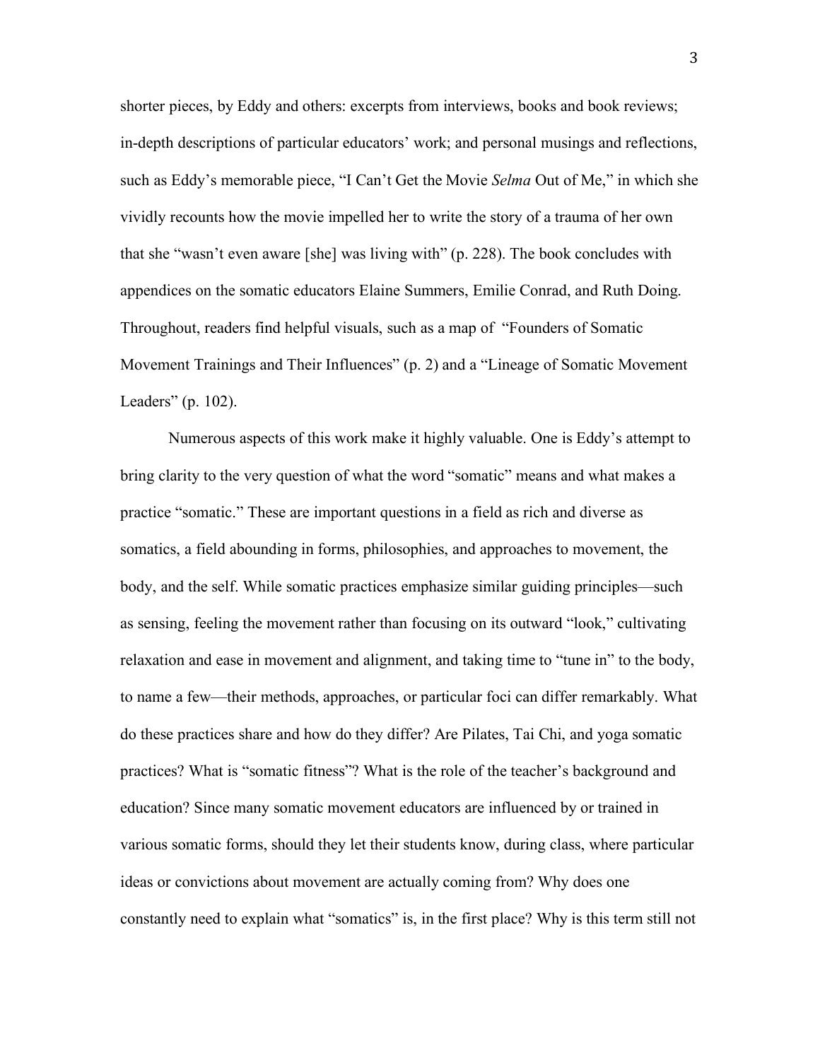shorter pieces, by Eddy and others: excerpts from interviews, books and book reviews; in-depth descriptions of particular educators' work; and personal musings and reflections, such as Eddy's memorable piece, "I Can't Get the Movie *Selma* Out of Me," in which she vividly recounts how the movie impelled her to write the story of a trauma of her own that she "wasn't even aware [she] was living with" (p. 228). The book concludes with appendices on the somatic educators Elaine Summers, Emilie Conrad, and Ruth Doing. Throughout, readers find helpful visuals, such as a map of "Founders of Somatic Movement Trainings and Their Influences" (p. 2) and a "Lineage of Somatic Movement Leaders" (p. 102).

Numerous aspects of this work make it highly valuable. One is Eddy's attempt to bring clarity to the very question of what the word "somatic" means and what makes a practice "somatic." These are important questions in a field as rich and diverse as somatics, a field abounding in forms, philosophies, and approaches to movement, the body, and the self. While somatic practices emphasize similar guiding principles—such as sensing, feeling the movement rather than focusing on its outward "look," cultivating relaxation and ease in movement and alignment, and taking time to "tune in" to the body, to name a few—their methods, approaches, or particular foci can differ remarkably. What do these practices share and how do they differ? Are Pilates, Tai Chi, and yoga somatic practices? What is "somatic fitness"? What is the role of the teacher's background and education? Since many somatic movement educators are influenced by or trained in various somatic forms, should they let their students know, during class, where particular ideas or convictions about movement are actually coming from? Why does one constantly need to explain what "somatics" is, in the first place? Why is this term still not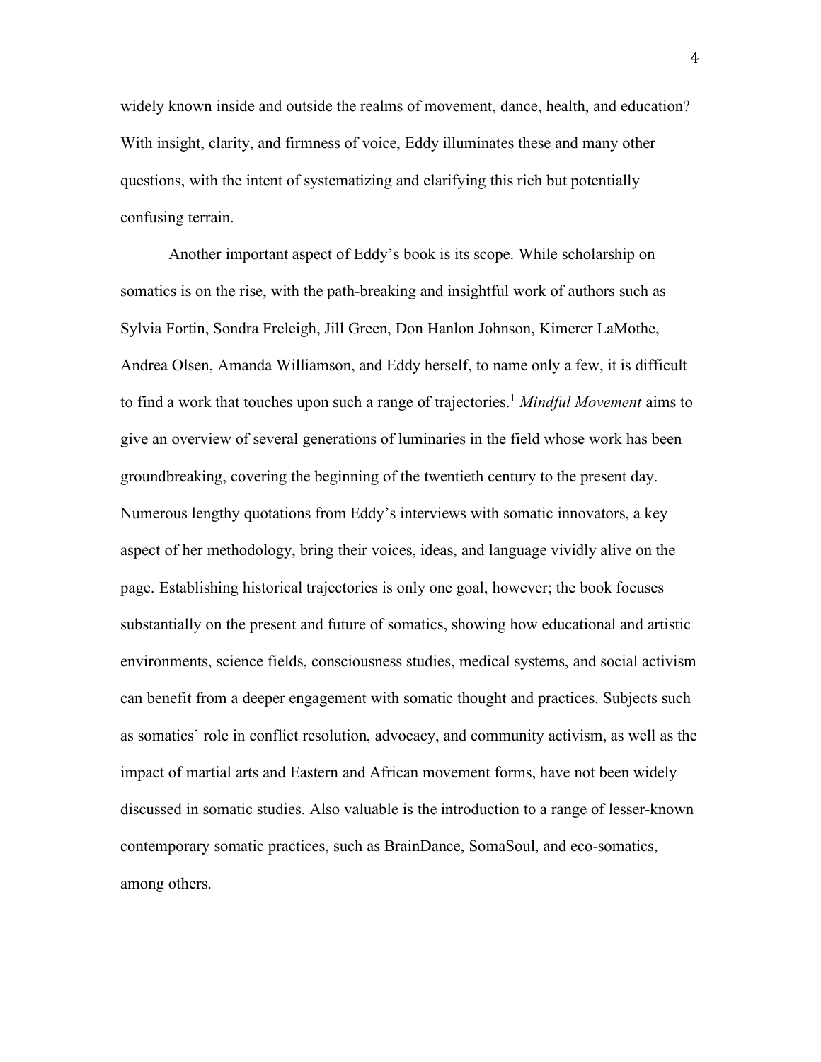widely known inside and outside the realms of movement, dance, health, and education? With insight, clarity, and firmness of voice, Eddy illuminates these and many other questions, with the intent of systematizing and clarifying this rich but potentially confusing terrain.

Another important aspect of Eddy's book is its scope. While scholarship on somatics is on the rise, with the path-breaking and insightful work of authors such as Sylvia Fortin, Sondra Freleigh, Jill Green, Don Hanlon Johnson, Kimerer LaMothe, Andrea Olsen, Amanda Williamson, and Eddy herself, to name only a few, it is difficult to find a work that touches upon such a range of trajectories.[1] *Mindful Movement* aims to give an overview of several generations of luminaries in the field whose work has been groundbreaking, covering the beginning of the twentieth century to the present day. Numerous lengthy quotations from Eddy's interviews with somatic innovators, a key aspect of her methodology, bring their voices, ideas, and language vividly alive on the page. Establishing historical trajectories is only one goal, however; the book focuses substantially on the present and future of somatics, showing how educational and artistic environments, science fields, consciousness studies, medical systems, and social activism can benefit from a deeper engagement with somatic thought and practices. Subjects such as somatics' role in conflict resolution, advocacy, and community activism, as well as the impact of martial arts and Eastern and African movement forms, have not been widely discussed in somatic studies. Also valuable is the introduction to a range of lesser-known contemporary somatic practices, such as BrainDance, SomaSoul, and eco-somatics, among others.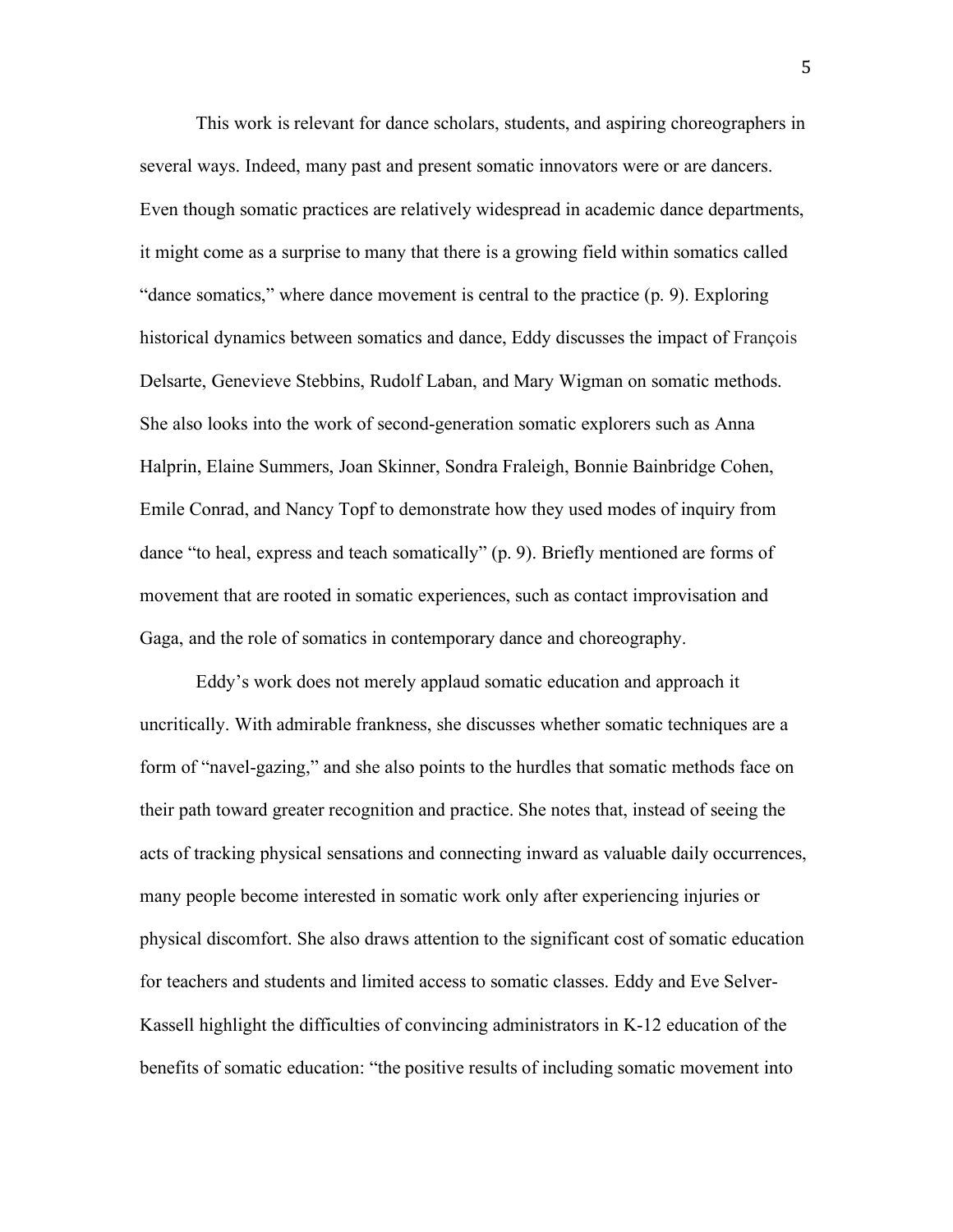This work is relevant for dance scholars, students, and aspiring choreographers in several ways. Indeed, many past and present somatic innovators were or are dancers. Even though somatic practices are relatively widespread in academic dance departments, it might come as a surprise to many that there is a growing field within somatics called "dance somatics," where dance movement is central to the practice (p. 9). Exploring historical dynamics between somatics and dance, Eddy discusses the impact of François Delsarte, Genevieve Stebbins, Rudolf Laban, and Mary Wigman on somatic methods. She also looks into the work of second-generation somatic explorers such as Anna Halprin, Elaine Summers, Joan Skinner, Sondra Fraleigh, Bonnie Bainbridge Cohen, Emile Conrad, and Nancy Topf to demonstrate how they used modes of inquiry from dance "to heal, express and teach somatically" (p. 9). Briefly mentioned are forms of movement that are rooted in somatic experiences, such as contact improvisation and Gaga, and the role of somatics in contemporary dance and choreography.

Eddy's work does not merely applaud somatic education and approach it uncritically. With admirable frankness, she discusses whether somatic techniques are a form of "navel-gazing," and she also points to the hurdles that somatic methods face on their path toward greater recognition and practice. She notes that, instead of seeing the acts of tracking physical sensations and connecting inward as valuable daily occurrences, many people become interested in somatic work only after experiencing injuries or physical discomfort. She also draws attention to the significant cost of somatic education for teachers and students and limited access to somatic classes. Eddy and Eve Selver-Kassell highlight the difficulties of convincing administrators in K-12 education of the benefits of somatic education: "the positive results of including somatic movement into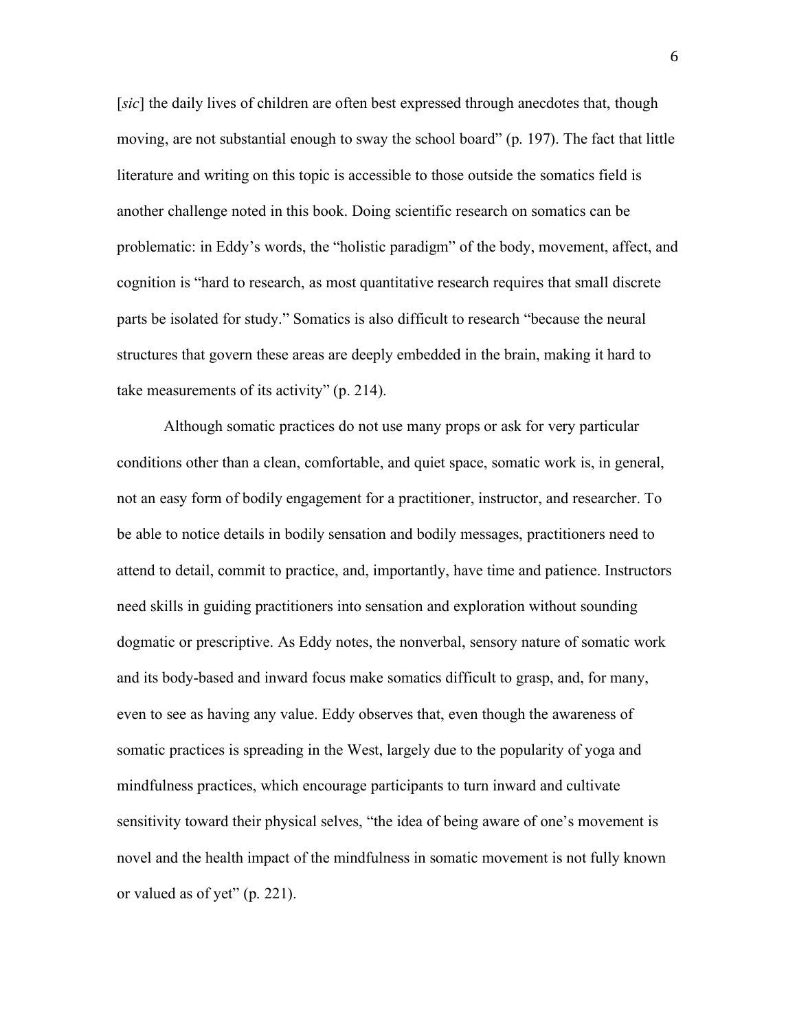[*sic*] the daily lives of children are often best expressed through anecdotes that, though moving, are not substantial enough to sway the school board" (p. 197). The fact that little literature and writing on this topic is accessible to those outside the somatics field is another challenge noted in this book. Doing scientific research on somatics can be problematic: in Eddy's words, the "holistic paradigm" of the body, movement, affect, and cognition is "hard to research, as most quantitative research requires that small discrete parts be isolated for study." Somatics is also difficult to research "because the neural structures that govern these areas are deeply embedded in the brain, making it hard to take measurements of its activity" (p. 214).

Although somatic practices do not use many props or ask for very particular conditions other than a clean, comfortable, and quiet space, somatic work is, in general, not an easy form of bodily engagement for a practitioner, instructor, and researcher. To be able to notice details in bodily sensation and bodily messages, practitioners need to attend to detail, commit to practice, and, importantly, have time and patience. Instructors need skills in guiding practitioners into sensation and exploration without sounding dogmatic or prescriptive. As Eddy notes, the nonverbal, sensory nature of somatic work and its body-based and inward focus make somatics difficult to grasp, and, for many, even to see as having any value. Eddy observes that, even though the awareness of somatic practices is spreading in the West, largely due to the popularity of yoga and mindfulness practices, which encourage participants to turn inward and cultivate sensitivity toward their physical selves, "the idea of being aware of one's movement is novel and the health impact of the mindfulness in somatic movement is not fully known or valued as of yet" (p. 221).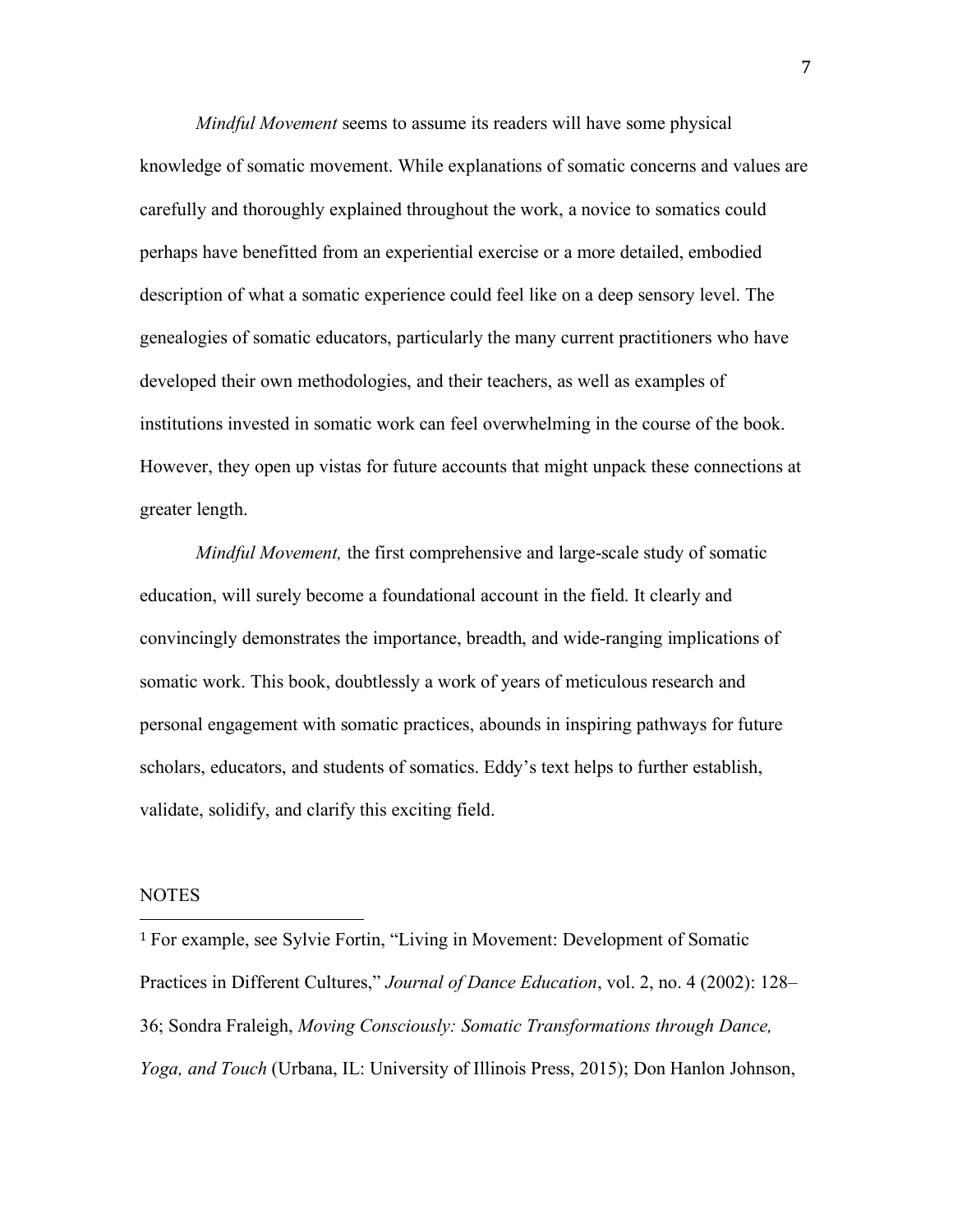*Mindful Movement* seems to assume its readers will have some physical knowledge of somatic movement. While explanations of somatic concerns and values are carefully and thoroughly explained throughout the work, a novice to somatics could perhaps have benefitted from an experiential exercise or a more detailed, embodied description of what a somatic experience could feel like on a deep sensory level. The genealogies of somatic educators, particularly the many current practitioners who have developed their own methodologies, and their teachers, as well as examples of institutions invested in somatic work can feel overwhelming in the course of the book. However, they open up vistas for future accounts that might unpack these connections at greater length.

*Mindful Movement,* the first comprehensive and large-scale study of somatic education, will surely become a foundational account in the field. It clearly and convincingly demonstrates the importance, breadth, and wide-ranging implications of somatic work. This book, doubtlessly a work of years of meticulous research and personal engagement with somatic practices, abounds in inspiring pathways for future scholars, educators, and students of somatics. Eddy's text helps to further establish, validate, solidify, and clarify this exciting field.

NOTES

[1] For example, see Sylvie Fortin, "Living in Movement: Development of Somatic Practices in Different Cultures," *Journal of Dance Education*, vol. 2, no. 4 (2002): 128–36; Sondra Fraleigh, *Moving Consciously: Somatic Transformations through Dance, Yoga, and Touch* (Urbana, IL: University of Illinois Press, 2015); Don Hanlon Johnson,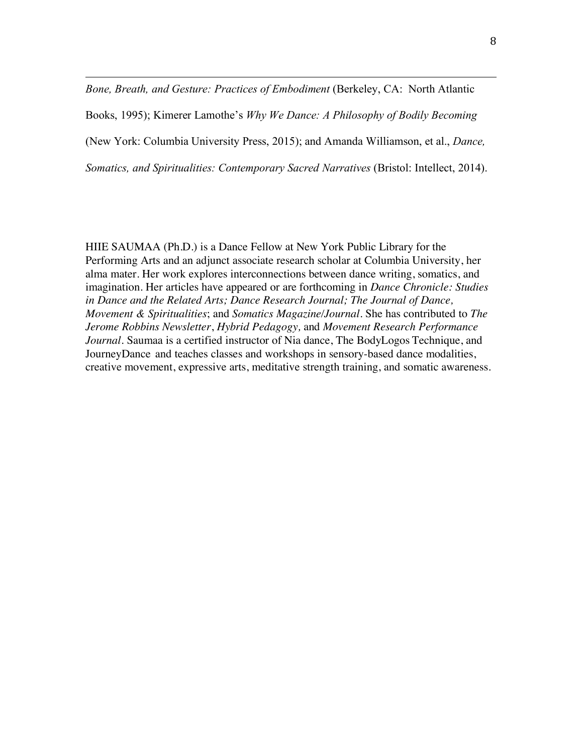*Bone, Breath, and Gesture: Practices of Embodiment* (Berkeley, CA: North Atlantic Books, 1995); Kimerer Lamothe's *Why We Dance: A Philosophy of Bodily Becoming* (New York: Columbia University Press, 2015); and Amanda Williamson, et al., *Dance, Somatics, and Spiritualities: Contemporary Sacred Narratives* (Bristol: Intellect, 2014).

HIIE SAUMAA (Ph.D.) is a Dance Fellow at New York Public Library for the Performing Arts and an adjunct associate research scholar at Columbia University, her alma mater. Her work explores interconnections between dance writing, somatics, and imagination. Her articles have appeared or are forthcoming in *Dance Chronicle: Studies in Dance and the Related Arts; Dance Research Journal; The Journal of Dance, Movement & Spiritualities*; and *Somatics Magazine/Journal*. She has contributed to *The Jerome Robbins Newsletter*, *Hybrid Pedagogy,* and *Movement Research Performance Journal*. Saumaa is a certified instructor of Nia dance, The BodyLogos Technique, and JourneyDance and teaches classes and workshops in sensory-based dance modalities, creative movement, expressive arts, meditative strength training, and somatic awareness.